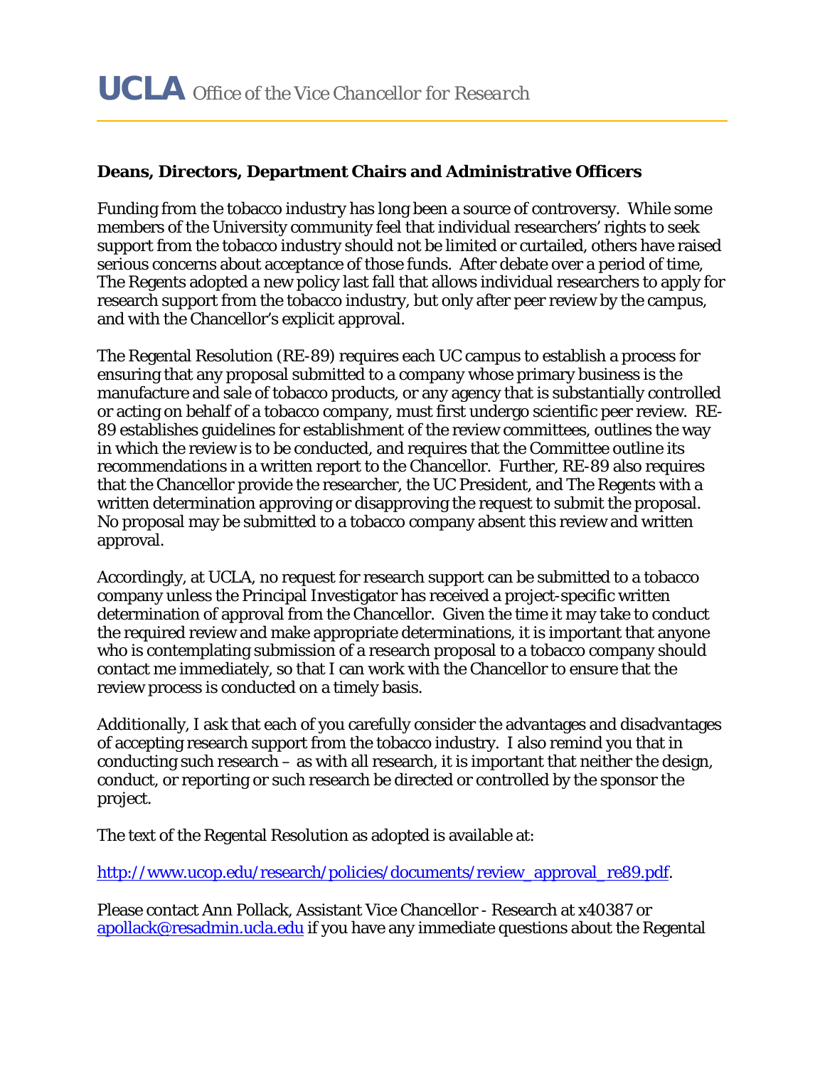# UCLA *Office of the Vice Chancellor for Research*

**Deans, Directors, Department Chairs and Administrative Officers**

Funding from the tobacco industry has long been a source of controversy. While some members of the University community feel that individual researchers' rights to seek support from the tobacco industry should not be limited or curtailed, others have raised serious concerns about acceptance of those funds. After debate over a period of time, The Regents adopted a new policy last fall that allows individual researchers to apply for research support from the tobacco industry, but only after peer review by the campus, and with the Chancellor's explicit approval.

The Regental Resolution (RE-89) requires each UC campus to establish a process for ensuring that any proposal submitted to a company whose primary business is the manufacture and sale of tobacco products, or any agency that is substantially controlled or acting on behalf of a tobacco company, must first undergo scientific peer review. RE-89 establishes guidelines for establishment of the review committees, outlines the way in which the review is to be conducted, and requires that the Committee outline its recommendations in a written report to the Chancellor. Further, RE-89 also requires that the Chancellor provide the researcher, the UC President, and The Regents with a written determination approving or disapproving the request to submit the proposal. No proposal may be submitted to a tobacco company absent this review and written approval.

Accordingly, at UCLA, no request for research support can be submitted to a tobacco company unless the Principal Investigator has received a project-specific written determination of approval from the Chancellor. Given the time it may take to conduct the required review and make appropriate determinations, it is important that anyone who is contemplating submission of a research proposal to a tobacco company should contact me immediately, so that I can work with the Chancellor to ensure that the review process is conducted on a timely basis.

Additionally, I ask that each of you carefully consider the advantages and disadvantages of accepting research support from the tobacco industry. I also remind you that in conducting such research – as with all research, it is important that neither the design, conduct, or reporting or such research be directed or controlled by the sponsor the project.

The text of the Regental Resolution as adopted is available at:

http://www.ucop.edu/research/policies/documents/review_approval_re89.pdf.

Please contact Ann Pollack, Assistant Vice Chancellor - Research at x40387 or apollack@resadmin.ucla.edu if you have any immediate questions about the Regental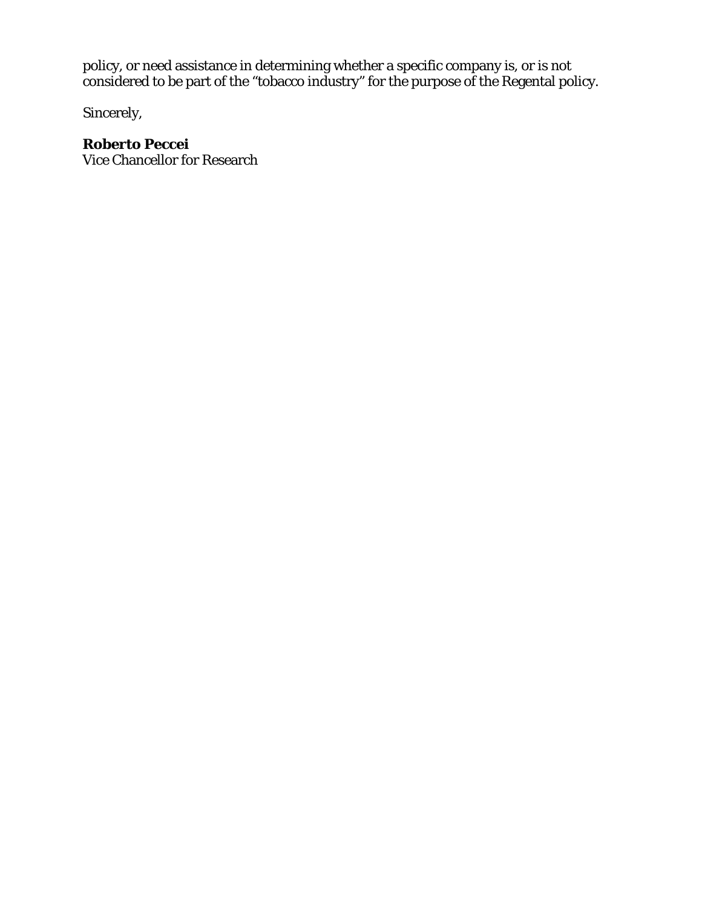policy, or need assistance in determining whether a specific company is, or is not considered to be part of the "tobacco industry" for the purpose of the Regental policy.

Sincerely,

**Roberto Peccei**
Vice Chancellor for Research